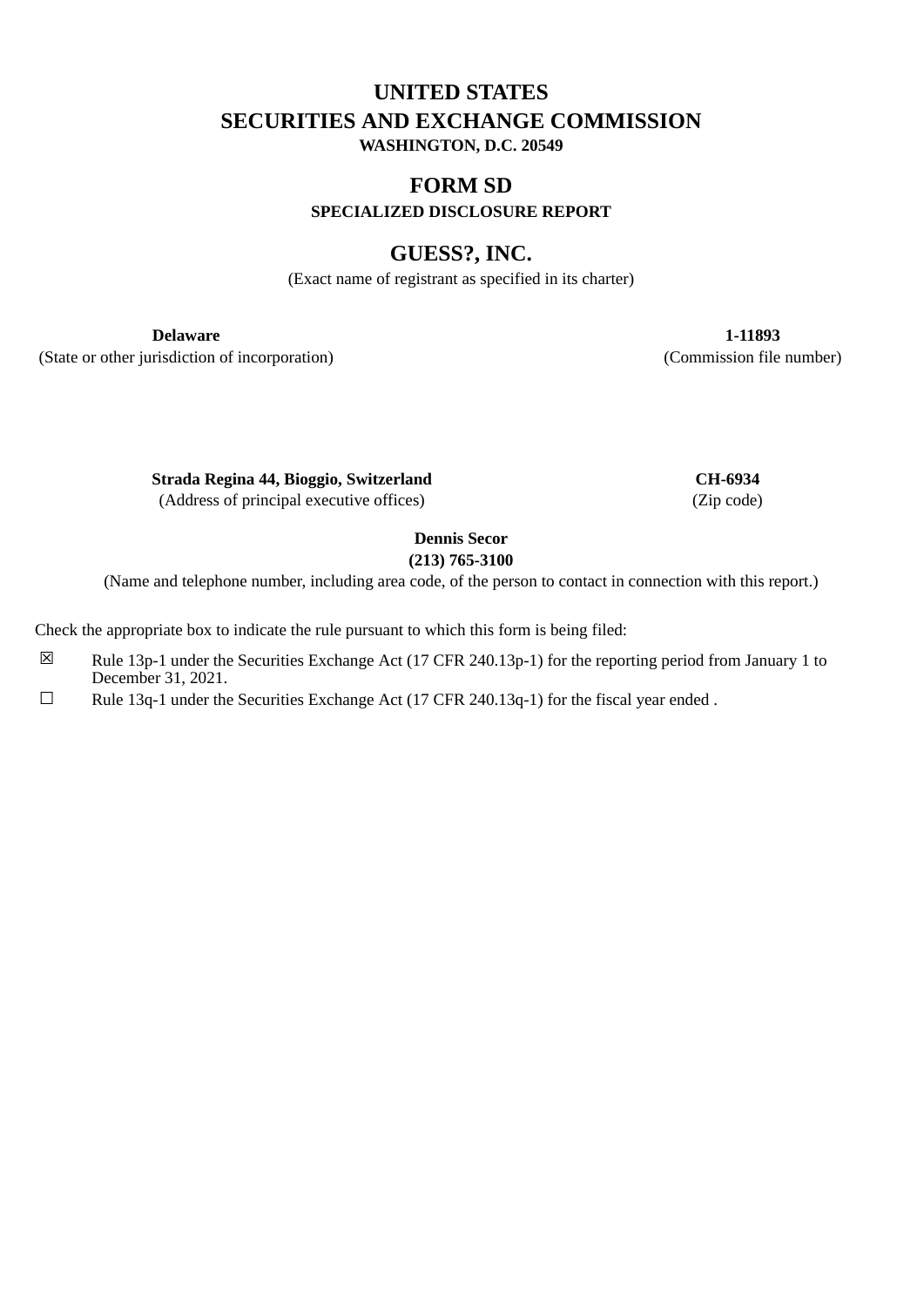# UNITED STATES
# SECURITIES AND EXCHANGE COMMISSION
**WASHINGTON, D.C. 20549**

## FORM SD
**SPECIALIZED DISCLOSURE REPORT**

## GUESS?, INC.
(Exact name of registrant as specified in its charter)

| **Delaware** | **1-11893** |
|---|---|
| (State or other jurisdiction of incorporation) | (Commission file number) |

| **Strada Regina 44, Bioggio, Switzerland** | **CH-6934** |
|---|---|
| (Address of principal executive offices) | (Zip code) |

**Dennis Secor**
**(213) 765-3100**
(Name and telephone number, including area code, of the person to contact in connection with this report.)

Check the appropriate box to indicate the rule pursuant to which this form is being filed:

☒ Rule 13p-1 under the Securities Exchange Act (17 CFR 240.13p-1) for the reporting period from January 1 to December 31, 2021.

☐ Rule 13q-1 under the Securities Exchange Act (17 CFR 240.13q-1) for the fiscal year ended .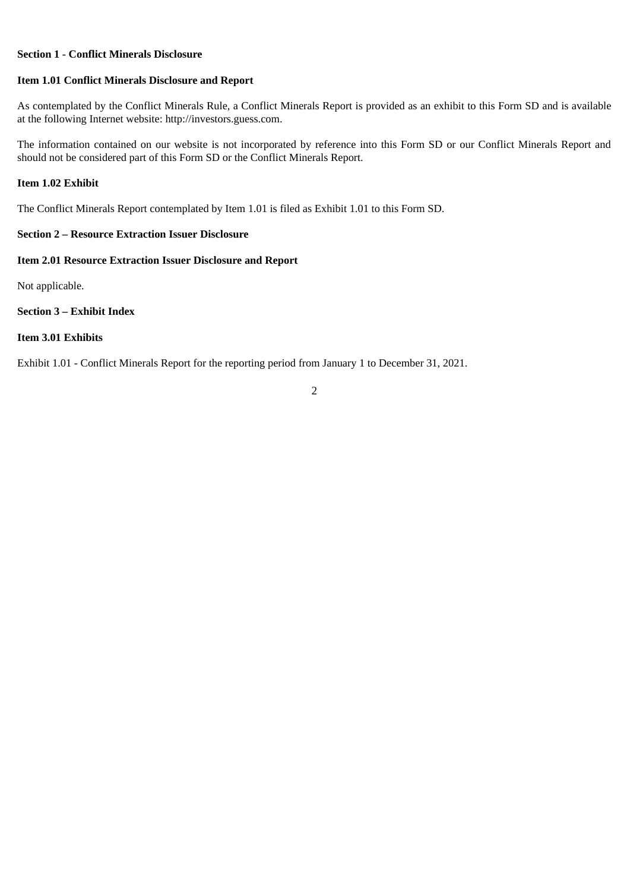**Section 1 - Conflict Minerals Disclosure**

**Item 1.01 Conflict Minerals Disclosure and Report**

As contemplated by the Conflict Minerals Rule, a Conflict Minerals Report is provided as an exhibit to this Form SD and is available at the following Internet website: http://investors.guess.com.

The information contained on our website is not incorporated by reference into this Form SD or our Conflict Minerals Report and should not be considered part of this Form SD or the Conflict Minerals Report.

**Item 1.02 Exhibit**

The Conflict Minerals Report contemplated by Item 1.01 is filed as Exhibit 1.01 to this Form SD.

**Section 2 – Resource Extraction Issuer Disclosure**

**Item 2.01 Resource Extraction Issuer Disclosure and Report**

Not applicable.

**Section 3 – Exhibit Index**

**Item 3.01 Exhibits**

Exhibit 1.01 - Conflict Minerals Report for the reporting period from January 1 to December 31, 2021.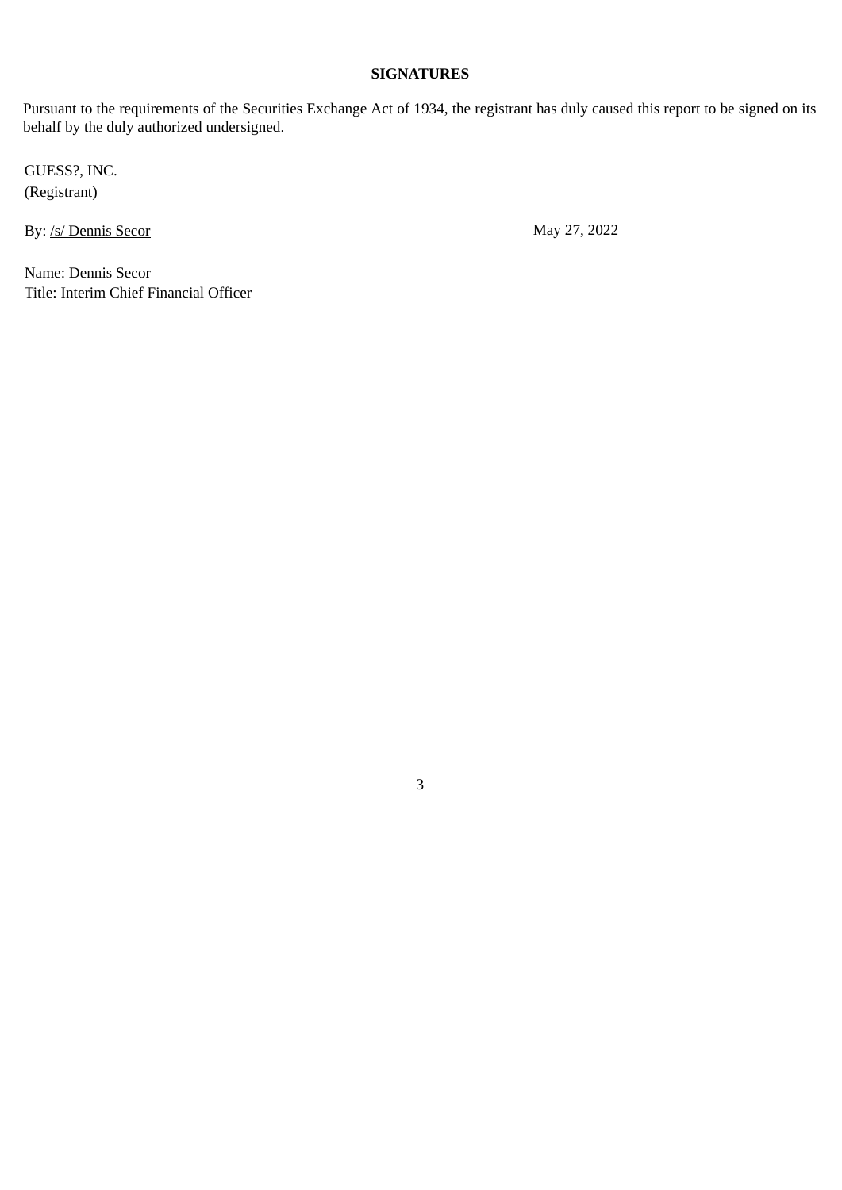**SIGNATURES**

Pursuant to the requirements of the Securities Exchange Act of 1934, the registrant has duly caused this report to be signed on its behalf by the duly authorized undersigned.

GUESS?, INC.
(Registrant)

By: /s/ Dennis Secor                                        May 27, 2022

Name: Dennis Secor
Title: Interim Chief Financial Officer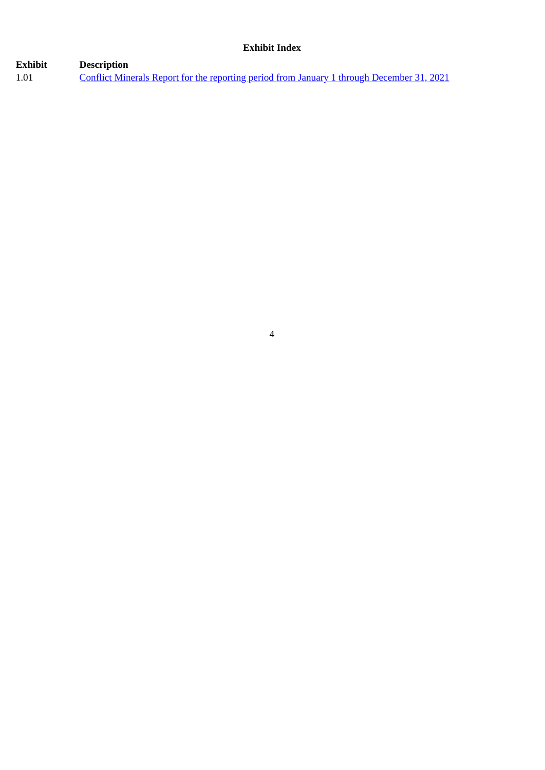## Exhibit Index

| Exhibit | Description |
| --- | --- |
| 1.01 | Conflict Minerals Report for the reporting period from January 1 through December 31, 2021 |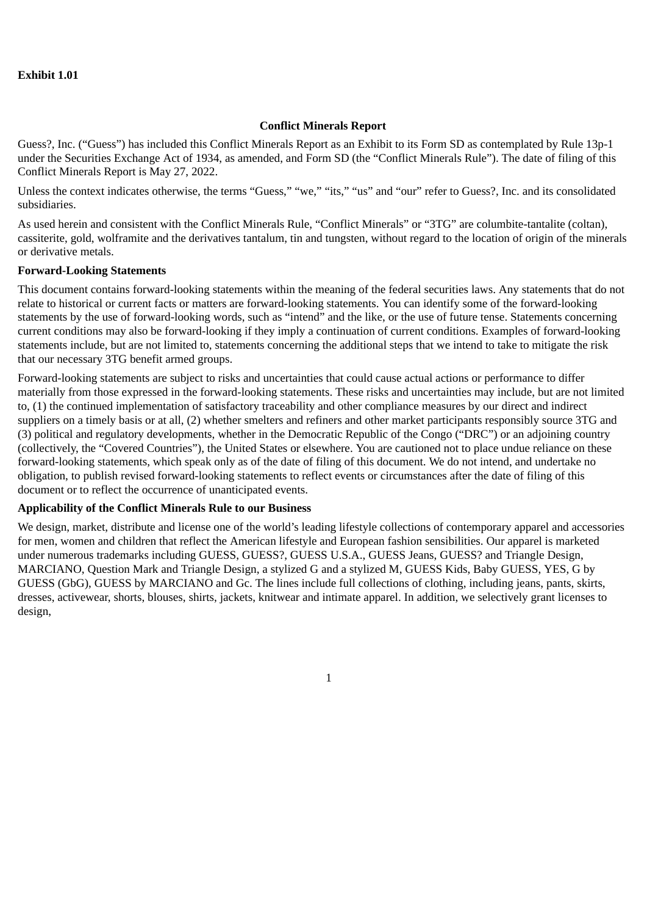**Exhibit 1.01**

**Conflict Minerals Report**

Guess?, Inc. (“Guess”) has included this Conflict Minerals Report as an Exhibit to its Form SD as contemplated by Rule 13p-1 under the Securities Exchange Act of 1934, as amended, and Form SD (the “Conflict Minerals Rule”). The date of filing of this Conflict Minerals Report is May 27, 2022.

Unless the context indicates otherwise, the terms “Guess,” “we,” “its,” “us” and “our” refer to Guess?, Inc. and its consolidated subsidiaries.

As used herein and consistent with the Conflict Minerals Rule, “Conflict Minerals” or “3TG” are columbite-tantalite (coltan), cassiterite, gold, wolframite and the derivatives tantalum, tin and tungsten, without regard to the location of origin of the minerals or derivative metals.

**Forward-Looking Statements**

This document contains forward-looking statements within the meaning of the federal securities laws. Any statements that do not relate to historical or current facts or matters are forward-looking statements. You can identify some of the forward-looking statements by the use of forward-looking words, such as “intend” and the like, or the use of future tense. Statements concerning current conditions may also be forward-looking if they imply a continuation of current conditions. Examples of forward-looking statements include, but are not limited to, statements concerning the additional steps that we intend to take to mitigate the risk that our necessary 3TG benefit armed groups.

Forward-looking statements are subject to risks and uncertainties that could cause actual actions or performance to differ materially from those expressed in the forward-looking statements. These risks and uncertainties may include, but are not limited to, (1) the continued implementation of satisfactory traceability and other compliance measures by our direct and indirect suppliers on a timely basis or at all, (2) whether smelters and refiners and other market participants responsibly source 3TG and (3) political and regulatory developments, whether in the Democratic Republic of the Congo (“DRC”) or an adjoining country (collectively, the “Covered Countries”), the United States or elsewhere. You are cautioned not to place undue reliance on these forward-looking statements, which speak only as of the date of filing of this document. We do not intend, and undertake no obligation, to publish revised forward-looking statements to reflect events or circumstances after the date of filing of this document or to reflect the occurrence of unanticipated events.

**Applicability of the Conflict Minerals Rule to our Business**

We design, market, distribute and license one of the world’s leading lifestyle collections of contemporary apparel and accessories for men, women and children that reflect the American lifestyle and European fashion sensibilities. Our apparel is marketed under numerous trademarks including GUESS, GUESS?, GUESS U.S.A., GUESS Jeans, GUESS? and Triangle Design, MARCIANO, Question Mark and Triangle Design, a stylized G and a stylized M, GUESS Kids, Baby GUESS, YES, G by GUESS (GbG), GUESS by MARCIANO and Gc. The lines include full collections of clothing, including jeans, pants, skirts, dresses, activewear, shorts, blouses, shirts, jackets, knitwear and intimate apparel. In addition, we selectively grant licenses to design,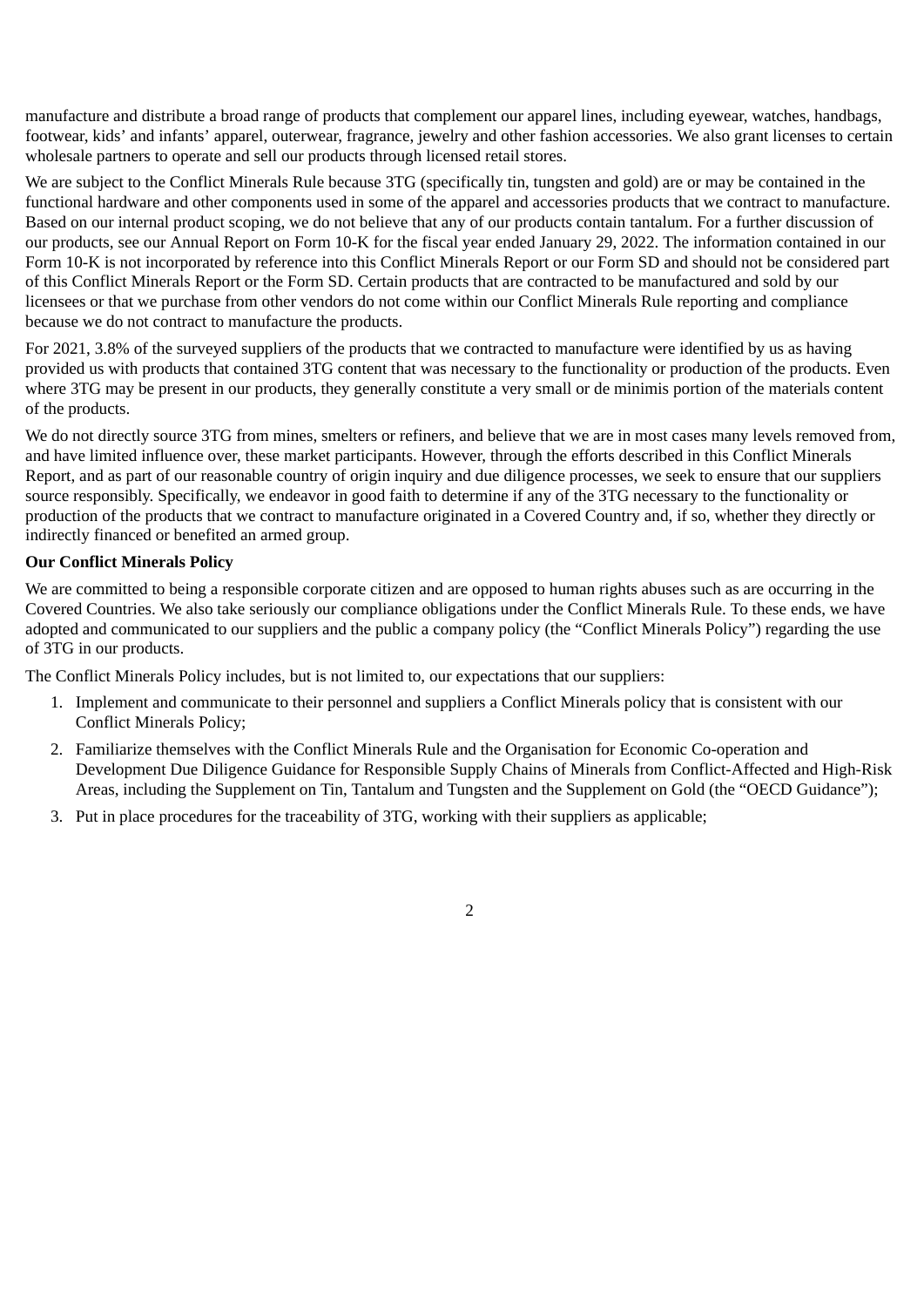manufacture and distribute a broad range of products that complement our apparel lines, including eyewear, watches, handbags, footwear, kids' and infants' apparel, outerwear, fragrance, jewelry and other fashion accessories. We also grant licenses to certain wholesale partners to operate and sell our products through licensed retail stores.

We are subject to the Conflict Minerals Rule because 3TG (specifically tin, tungsten and gold) are or may be contained in the functional hardware and other components used in some of the apparel and accessories products that we contract to manufacture. Based on our internal product scoping, we do not believe that any of our products contain tantalum. For a further discussion of our products, see our Annual Report on Form 10-K for the fiscal year ended January 29, 2022. The information contained in our Form 10-K is not incorporated by reference into this Conflict Minerals Report or our Form SD and should not be considered part of this Conflict Minerals Report or the Form SD. Certain products that are contracted to be manufactured and sold by our licensees or that we purchase from other vendors do not come within our Conflict Minerals Rule reporting and compliance because we do not contract to manufacture the products.

For 2021, 3.8% of the surveyed suppliers of the products that we contracted to manufacture were identified by us as having provided us with products that contained 3TG content that was necessary to the functionality or production of the products. Even where 3TG may be present in our products, they generally constitute a very small or de minimis portion of the materials content of the products.

We do not directly source 3TG from mines, smelters or refiners, and believe that we are in most cases many levels removed from, and have limited influence over, these market participants. However, through the efforts described in this Conflict Minerals Report, and as part of our reasonable country of origin inquiry and due diligence processes, we seek to ensure that our suppliers source responsibly. Specifically, we endeavor in good faith to determine if any of the 3TG necessary to the functionality or production of the products that we contract to manufacture originated in a Covered Country and, if so, whether they directly or indirectly financed or benefited an armed group.

**Our Conflict Minerals Policy**

We are committed to being a responsible corporate citizen and are opposed to human rights abuses such as are occurring in the Covered Countries. We also take seriously our compliance obligations under the Conflict Minerals Rule. To these ends, we have adopted and communicated to our suppliers and the public a company policy (the "Conflict Minerals Policy") regarding the use of 3TG in our products.

The Conflict Minerals Policy includes, but is not limited to, our expectations that our suppliers:

1. Implement and communicate to their personnel and suppliers a Conflict Minerals policy that is consistent with our Conflict Minerals Policy;
2. Familiarize themselves with the Conflict Minerals Rule and the Organisation for Economic Co-operation and Development Due Diligence Guidance for Responsible Supply Chains of Minerals from Conflict-Affected and High-Risk Areas, including the Supplement on Tin, Tantalum and Tungsten and the Supplement on Gold (the "OECD Guidance");
3. Put in place procedures for the traceability of 3TG, working with their suppliers as applicable;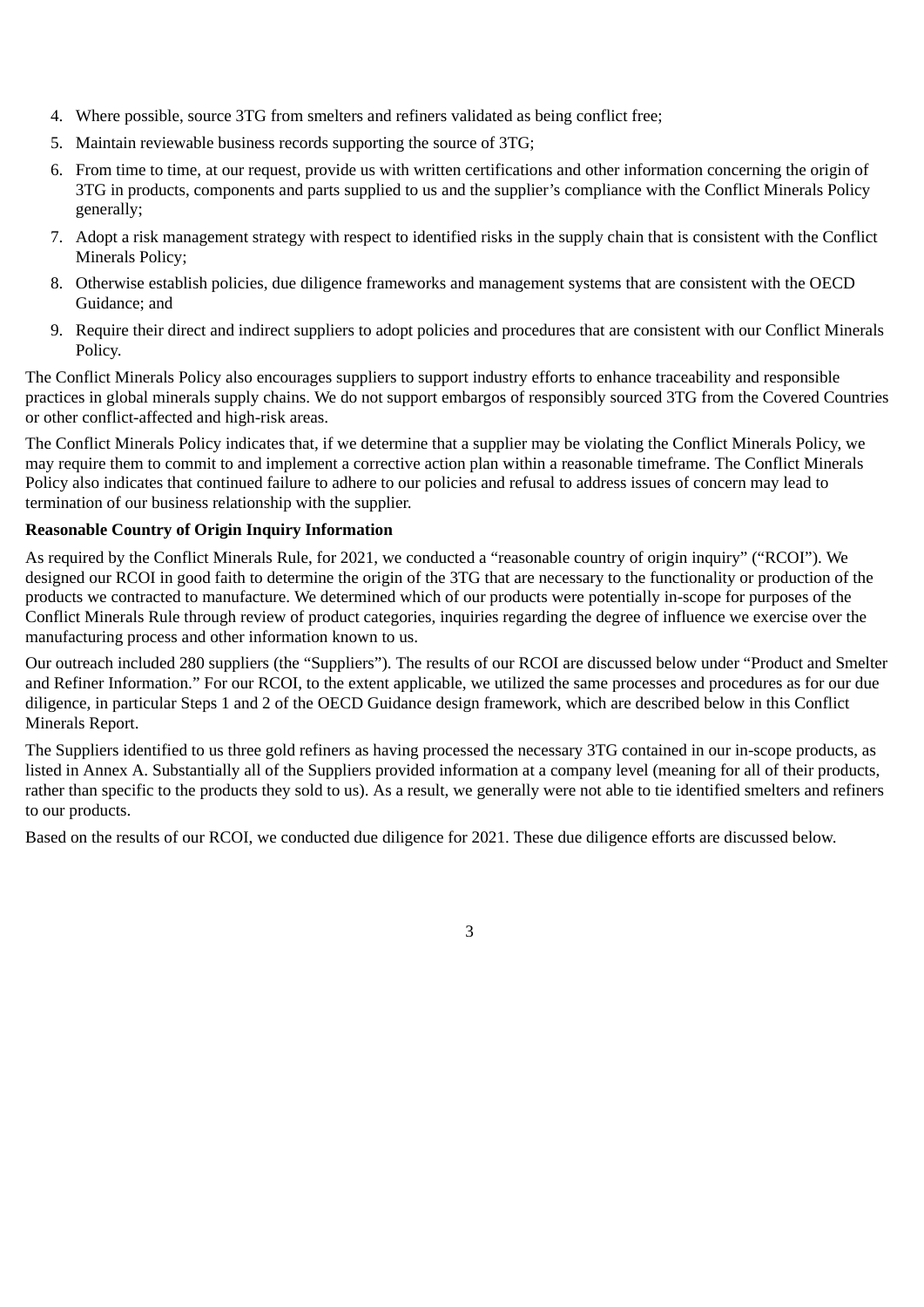4. Where possible, source 3TG from smelters and refiners validated as being conflict free;
5. Maintain reviewable business records supporting the source of 3TG;
6. From time to time, at our request, provide us with written certifications and other information concerning the origin of 3TG in products, components and parts supplied to us and the supplier's compliance with the Conflict Minerals Policy generally;
7. Adopt a risk management strategy with respect to identified risks in the supply chain that is consistent with the Conflict Minerals Policy;
8. Otherwise establish policies, due diligence frameworks and management systems that are consistent with the OECD Guidance; and
9. Require their direct and indirect suppliers to adopt policies and procedures that are consistent with our Conflict Minerals Policy.

The Conflict Minerals Policy also encourages suppliers to support industry efforts to enhance traceability and responsible practices in global minerals supply chains. We do not support embargos of responsibly sourced 3TG from the Covered Countries or other conflict-affected and high-risk areas.

The Conflict Minerals Policy indicates that, if we determine that a supplier may be violating the Conflict Minerals Policy, we may require them to commit to and implement a corrective action plan within a reasonable timeframe. The Conflict Minerals Policy also indicates that continued failure to adhere to our policies and refusal to address issues of concern may lead to termination of our business relationship with the supplier.

**Reasonable Country of Origin Inquiry Information**

As required by the Conflict Minerals Rule, for 2021, we conducted a "reasonable country of origin inquiry" ("RCOI"). We designed our RCOI in good faith to determine the origin of the 3TG that are necessary to the functionality or production of the products we contracted to manufacture. We determined which of our products were potentially in-scope for purposes of the Conflict Minerals Rule through review of product categories, inquiries regarding the degree of influence we exercise over the manufacturing process and other information known to us.

Our outreach included 280 suppliers (the "Suppliers"). The results of our RCOI are discussed below under "Product and Smelter and Refiner Information." For our RCOI, to the extent applicable, we utilized the same processes and procedures as for our due diligence, in particular Steps 1 and 2 of the OECD Guidance design framework, which are described below in this Conflict Minerals Report.

The Suppliers identified to us three gold refiners as having processed the necessary 3TG contained in our in-scope products, as listed in Annex A. Substantially all of the Suppliers provided information at a company level (meaning for all of their products, rather than specific to the products they sold to us). As a result, we generally were not able to tie identified smelters and refiners to our products.

Based on the results of our RCOI, we conducted due diligence for 2021. These due diligence efforts are discussed below.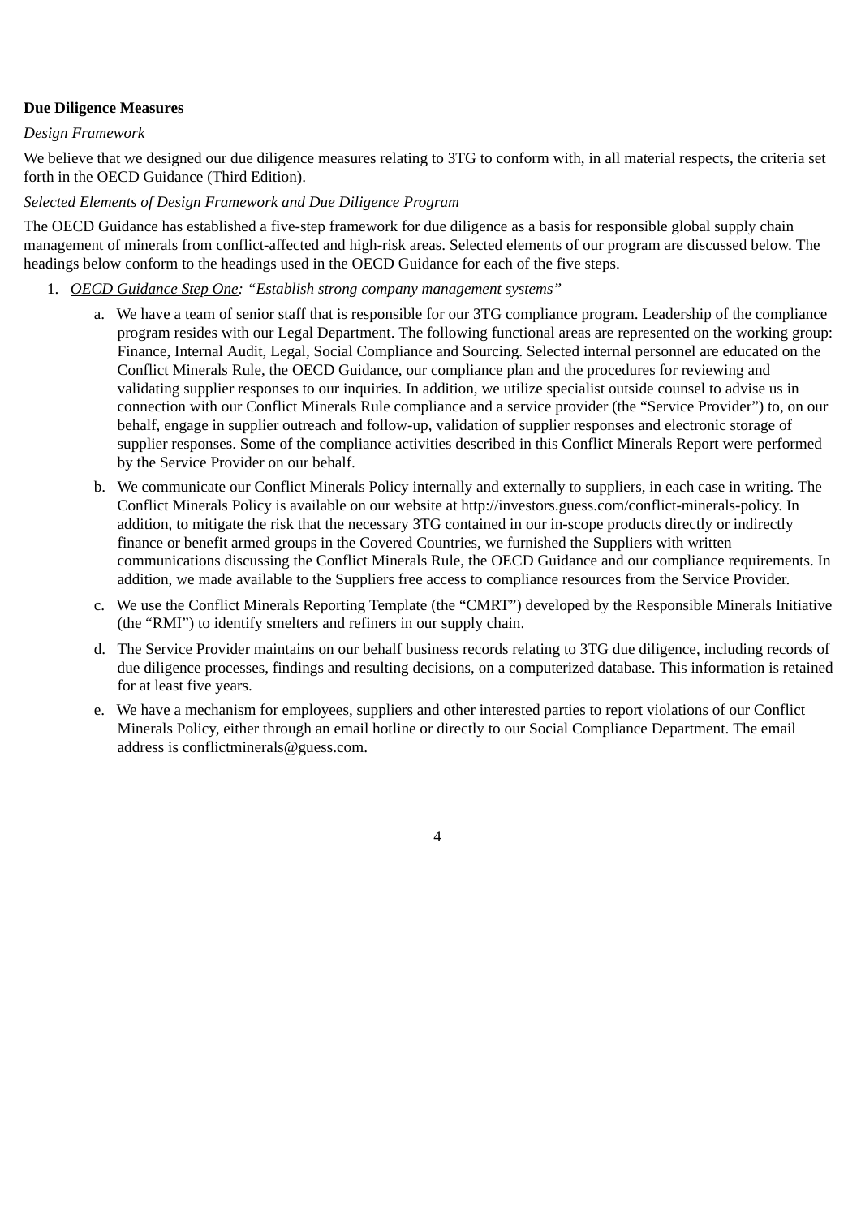**Due Diligence Measures**

*Design Framework*

We believe that we designed our due diligence measures relating to 3TG to conform with, in all material respects, the criteria set forth in the OECD Guidance (Third Edition).

*Selected Elements of Design Framework and Due Diligence Program*

The OECD Guidance has established a five-step framework for due diligence as a basis for responsible global supply chain management of minerals from conflict-affected and high-risk areas. Selected elements of our program are discussed below. The headings below conform to the headings used in the OECD Guidance for each of the five steps.

1. *OECD Guidance Step One: "Establish strong company management systems"*

   a. We have a team of senior staff that is responsible for our 3TG compliance program. Leadership of the compliance program resides with our Legal Department. The following functional areas are represented on the working group: Finance, Internal Audit, Legal, Social Compliance and Sourcing. Selected internal personnel are educated on the Conflict Minerals Rule, the OECD Guidance, our compliance plan and the procedures for reviewing and validating supplier responses to our inquiries. In addition, we utilize specialist outside counsel to advise us in connection with our Conflict Minerals Rule compliance and a service provider (the "Service Provider") to, on our behalf, engage in supplier outreach and follow-up, validation of supplier responses and electronic storage of supplier responses. Some of the compliance activities described in this Conflict Minerals Report were performed by the Service Provider on our behalf.

   b. We communicate our Conflict Minerals Policy internally and externally to suppliers, in each case in writing. The Conflict Minerals Policy is available on our website at http://investors.guess.com/conflict-minerals-policy. In addition, to mitigate the risk that the necessary 3TG contained in our in-scope products directly or indirectly finance or benefit armed groups in the Covered Countries, we furnished the Suppliers with written communications discussing the Conflict Minerals Rule, the OECD Guidance and our compliance requirements. In addition, we made available to the Suppliers free access to compliance resources from the Service Provider.

   c. We use the Conflict Minerals Reporting Template (the "CMRT") developed by the Responsible Minerals Initiative (the "RMI") to identify smelters and refiners in our supply chain.

   d. The Service Provider maintains on our behalf business records relating to 3TG due diligence, including records of due diligence processes, findings and resulting decisions, on a computerized database. This information is retained for at least five years.

   e. We have a mechanism for employees, suppliers and other interested parties to report violations of our Conflict Minerals Policy, either through an email hotline or directly to our Social Compliance Department. The email address is conflictminerals@guess.com.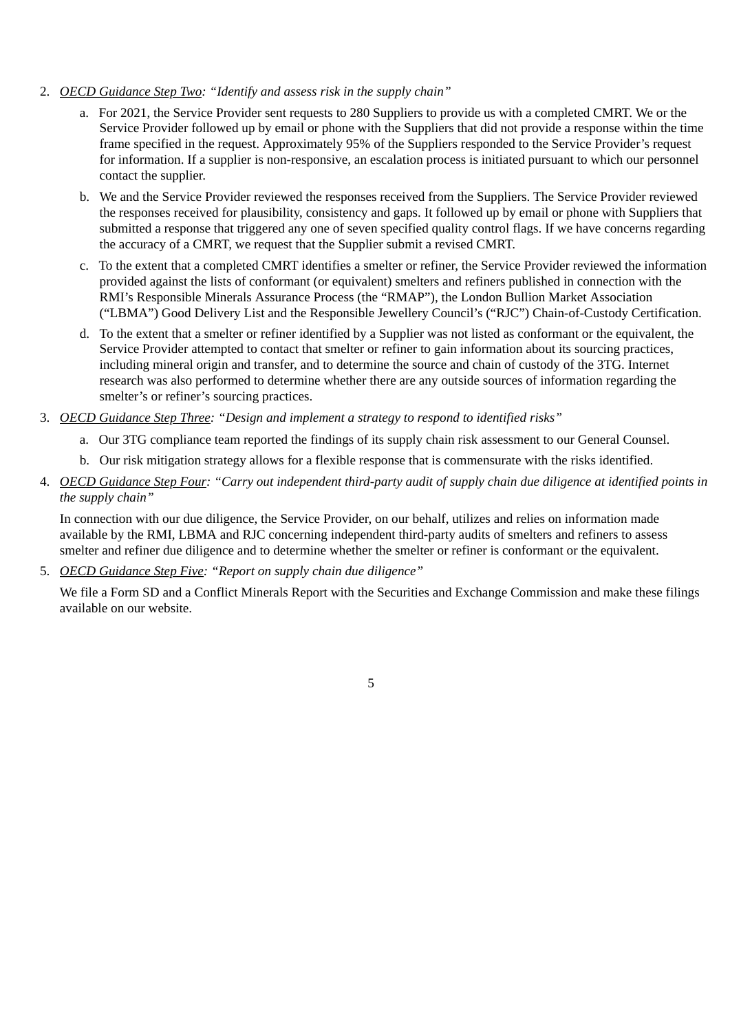2. *<u>OECD Guidance Step Two</u>: "Identify and assess risk in the supply chain"*

   a. For 2021, the Service Provider sent requests to 280 Suppliers to provide us with a completed CMRT. We or the Service Provider followed up by email or phone with the Suppliers that did not provide a response within the time frame specified in the request. Approximately 95% of the Suppliers responded to the Service Provider's request for information. If a supplier is non-responsive, an escalation process is initiated pursuant to which our personnel contact the supplier.

   b. We and the Service Provider reviewed the responses received from the Suppliers. The Service Provider reviewed the responses received for plausibility, consistency and gaps. It followed up by email or phone with Suppliers that submitted a response that triggered any one of seven specified quality control flags. If we have concerns regarding the accuracy of a CMRT, we request that the Supplier submit a revised CMRT.

   c. To the extent that a completed CMRT identifies a smelter or refiner, the Service Provider reviewed the information provided against the lists of conformant (or equivalent) smelters and refiners published in connection with the RMI's Responsible Minerals Assurance Process (the "RMAP"), the London Bullion Market Association ("LBMA") Good Delivery List and the Responsible Jewellery Council's ("RJC") Chain-of-Custody Certification.

   d. To the extent that a smelter or refiner identified by a Supplier was not listed as conformant or the equivalent, the Service Provider attempted to contact that smelter or refiner to gain information about its sourcing practices, including mineral origin and transfer, and to determine the source and chain of custody of the 3TG. Internet research was also performed to determine whether there are any outside sources of information regarding the smelter's or refiner's sourcing practices.

3. *<u>OECD Guidance Step Three</u>: "Design and implement a strategy to respond to identified risks"*

   a. Our 3TG compliance team reported the findings of its supply chain risk assessment to our General Counsel.

   b. Our risk mitigation strategy allows for a flexible response that is commensurate with the risks identified.

4. *<u>OECD Guidance Step Four</u>: "Carry out independent third-party audit of supply chain due diligence at identified points in the supply chain"*

   In connection with our due diligence, the Service Provider, on our behalf, utilizes and relies on information made available by the RMI, LBMA and RJC concerning independent third-party audits of smelters and refiners to assess smelter and refiner due diligence and to determine whether the smelter or refiner is conformant or the equivalent.

5. *<u>OECD Guidance Step Five</u>: "Report on supply chain due diligence"*

   We file a Form SD and a Conflict Minerals Report with the Securities and Exchange Commission and make these filings available on our website.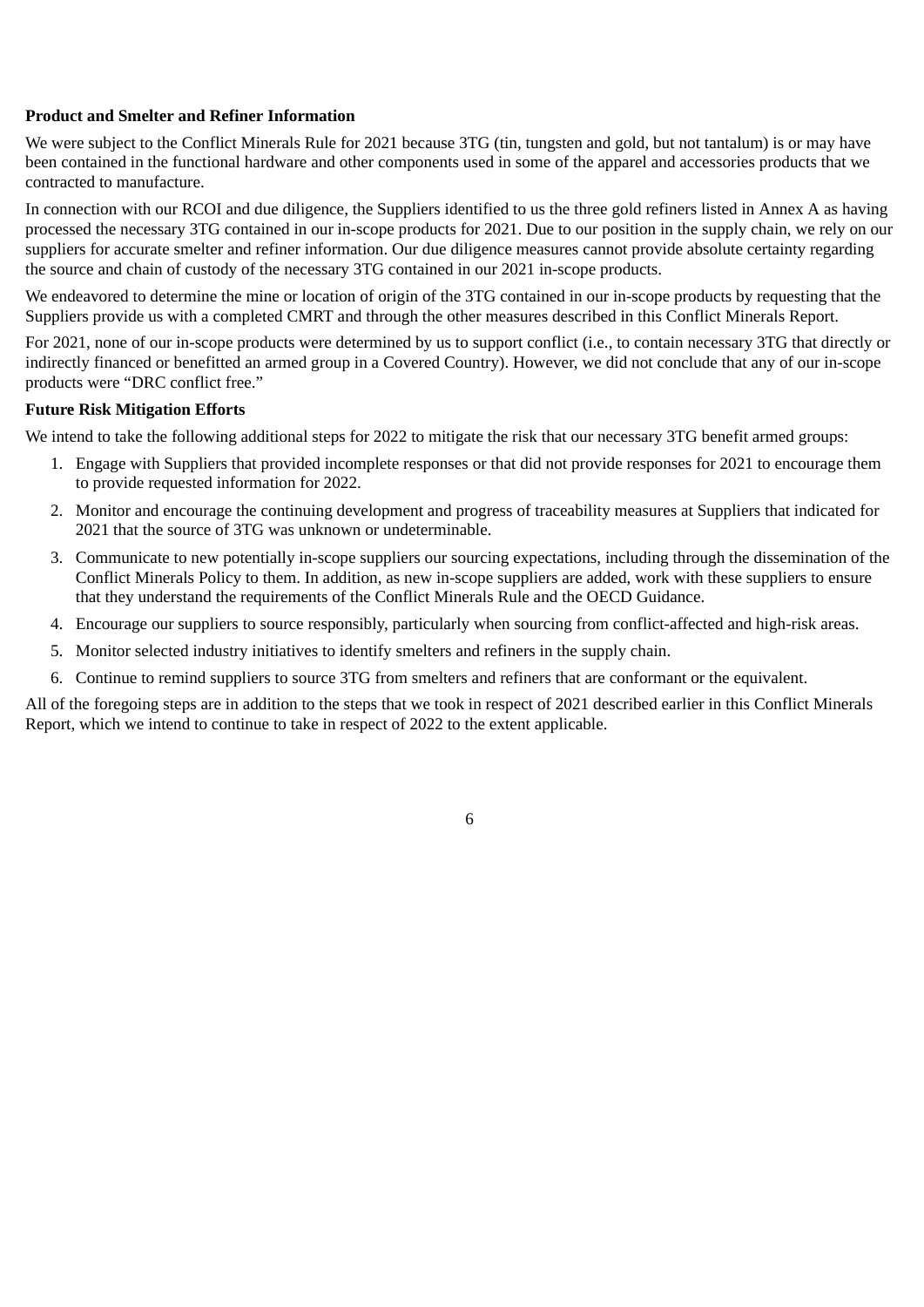**Product and Smelter and Refiner Information**

We were subject to the Conflict Minerals Rule for 2021 because 3TG (tin, tungsten and gold, but not tantalum) is or may have been contained in the functional hardware and other components used in some of the apparel and accessories products that we contracted to manufacture.

In connection with our RCOI and due diligence, the Suppliers identified to us the three gold refiners listed in Annex A as having processed the necessary 3TG contained in our in-scope products for 2021. Due to our position in the supply chain, we rely on our suppliers for accurate smelter and refiner information. Our due diligence measures cannot provide absolute certainty regarding the source and chain of custody of the necessary 3TG contained in our 2021 in-scope products.

We endeavored to determine the mine or location of origin of the 3TG contained in our in-scope products by requesting that the Suppliers provide us with a completed CMRT and through the other measures described in this Conflict Minerals Report.

For 2021, none of our in-scope products were determined by us to support conflict (i.e., to contain necessary 3TG that directly or indirectly financed or benefitted an armed group in a Covered Country). However, we did not conclude that any of our in-scope products were "DRC conflict free."

**Future Risk Mitigation Efforts**

We intend to take the following additional steps for 2022 to mitigate the risk that our necessary 3TG benefit armed groups:

1. Engage with Suppliers that provided incomplete responses or that did not provide responses for 2021 to encourage them to provide requested information for 2022.
2. Monitor and encourage the continuing development and progress of traceability measures at Suppliers that indicated for 2021 that the source of 3TG was unknown or undeterminable.
3. Communicate to new potentially in-scope suppliers our sourcing expectations, including through the dissemination of the Conflict Minerals Policy to them. In addition, as new in-scope suppliers are added, work with these suppliers to ensure that they understand the requirements of the Conflict Minerals Rule and the OECD Guidance.
4. Encourage our suppliers to source responsibly, particularly when sourcing from conflict-affected and high-risk areas.
5. Monitor selected industry initiatives to identify smelters and refiners in the supply chain.
6. Continue to remind suppliers to source 3TG from smelters and refiners that are conformant or the equivalent.

All of the foregoing steps are in addition to the steps that we took in respect of 2021 described earlier in this Conflict Minerals Report, which we intend to continue to take in respect of 2022 to the extent applicable.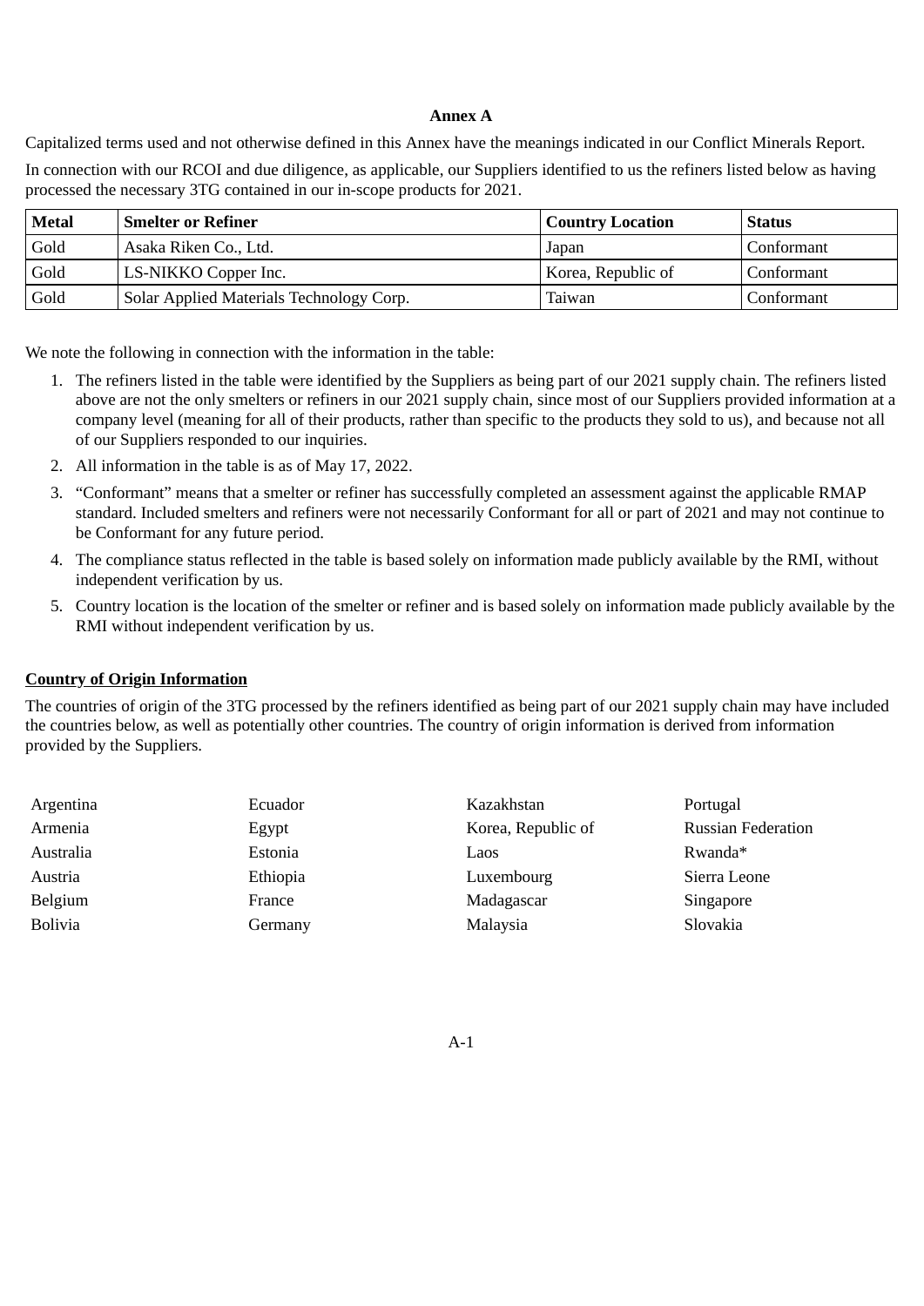**Annex A**

Capitalized terms used and not otherwise defined in this Annex have the meanings indicated in our Conflict Minerals Report.

In connection with our RCOI and due diligence, as applicable, our Suppliers identified to us the refiners listed below as having processed the necessary 3TG contained in our in-scope products for 2021.

| Metal | Smelter or Refiner | Country Location | Status |
|---|---|---|---|
| Gold | Asaka Riken Co., Ltd. | Japan | Conformant |
| Gold | LS-NIKKO Copper Inc. | Korea, Republic of | Conformant |
| Gold | Solar Applied Materials Technology Corp. | Taiwan | Conformant |

We note the following in connection with the information in the table:

1. The refiners listed in the table were identified by the Suppliers as being part of our 2021 supply chain. The refiners listed above are not the only smelters or refiners in our 2021 supply chain, since most of our Suppliers provided information at a company level (meaning for all of their products, rather than specific to the products they sold to us), and because not all of our Suppliers responded to our inquiries.
2. All information in the table is as of May 17, 2022.
3. "Conformant" means that a smelter or refiner has successfully completed an assessment against the applicable RMAP standard. Included smelters and refiners were not necessarily Conformant for all or part of 2021 and may not continue to be Conformant for any future period.
4. The compliance status reflected in the table is based solely on information made publicly available by the RMI, without independent verification by us.
5. Country location is the location of the smelter or refiner and is based solely on information made publicly available by the RMI without independent verification by us.

**Country of Origin Information**

The countries of origin of the 3TG processed by the refiners identified as being part of our 2021 supply chain may have included the countries below, as well as potentially other countries. The country of origin information is derived from information provided by the Suppliers.

| | | | |
|---|---|---|---|
| Argentina | Ecuador | Kazakhstan | Portugal |
| Armenia | Egypt | Korea, Republic of | Russian Federation |
| Australia | Estonia | Laos | Rwanda* |
| Austria | Ethiopia | Luxembourg | Sierra Leone |
| Belgium | France | Madagascar | Singapore |
| Bolivia | Germany | Malaysia | Slovakia |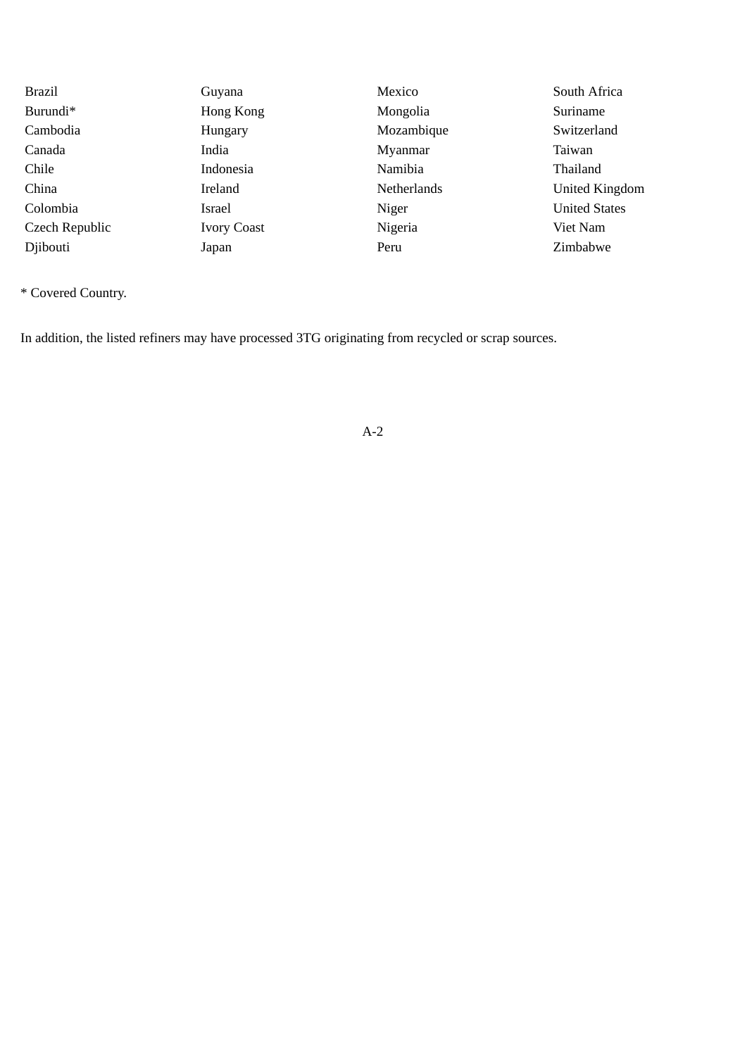| | | | |
|---|---|---|---|
| Brazil | Guyana | Mexico | South Africa |
| Burundi* | Hong Kong | Mongolia | Suriname |
| Cambodia | Hungary | Mozambique | Switzerland |
| Canada | India | Myanmar | Taiwan |
| Chile | Indonesia | Namibia | Thailand |
| China | Ireland | Netherlands | United Kingdom |
| Colombia | Israel | Niger | United States |
| Czech Republic | Ivory Coast | Nigeria | Viet Nam |
| Djibouti | Japan | Peru | Zimbabwe |

* Covered Country.

In addition, the listed refiners may have processed 3TG originating from recycled or scrap sources.